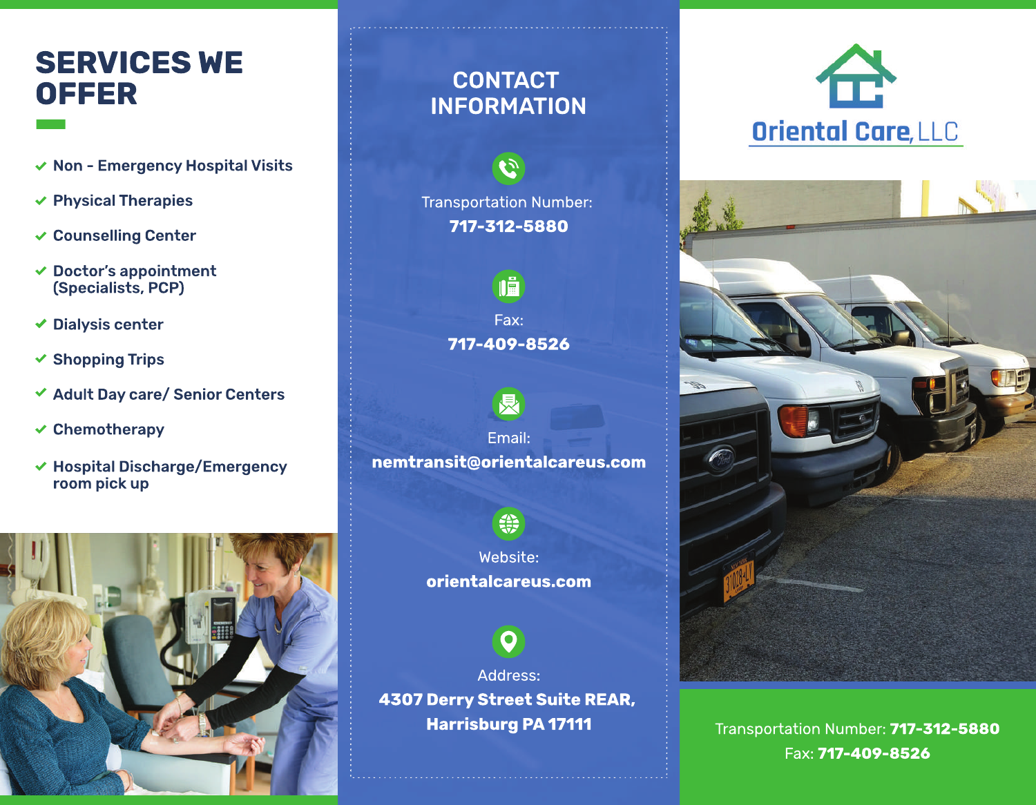## SERVICES WE OFFER

- Non - Emergency Hospital Visits
- Physical Therapies
- Counselling Center
- Doctor's appointment (Specialists, PCP)
- Dialysis center
- Shopping Trips
- Adult Day care/ Senior Centers
- Chemotherapy
- Hospital Discharge/Emergency room pick up

## CONTACT INFORMATION

Transportation Number:
**717-312-5880**

Fax:
**717-409-8526**

Email:
**nemtransit@orientalcareus.com**

Website:
**orientalcareus.com**

Address:
**4307 Derry Street Suite REAR, Harrisburg PA 17111**

# Oriental Care, LLC

Transportation Number: **717-312-5880**
Fax: **717-409-8526**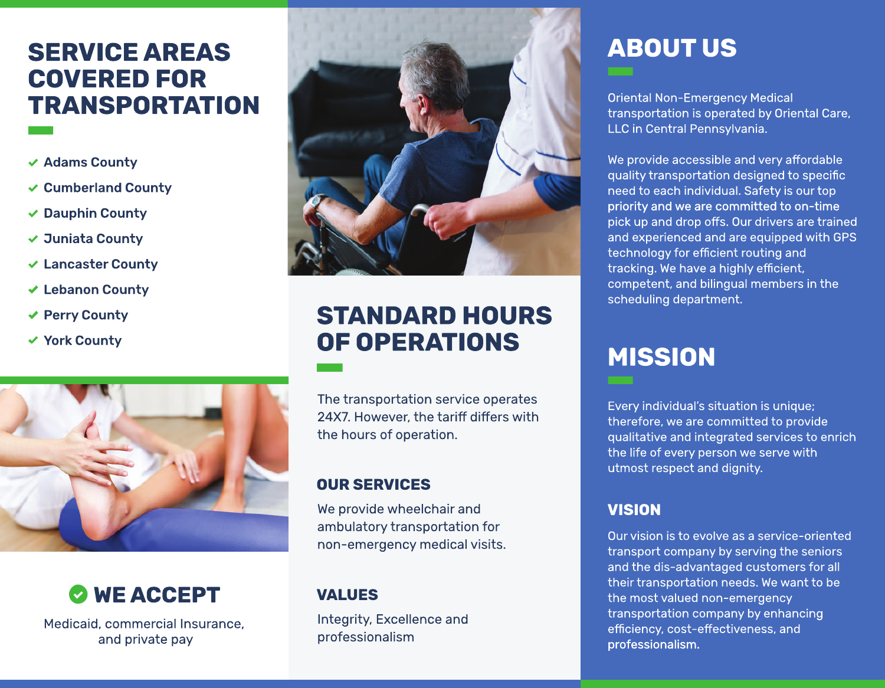## SERVICE AREAS COVERED FOR TRANSPORTATION

- Adams County
- Cumberland County
- Dauphin County
- Juniata County
- Lancaster County
- Lebanon County
- Perry County
- York County

## WE ACCEPT

Medicaid, commercial Insurance, and private pay

## STANDARD HOURS OF OPERATIONS

The transportation service operates 24X7. However, the tariff differs with the hours of operation.

### OUR SERVICES

We provide wheelchair and ambulatory transportation for non-emergency medical visits.

### VALUES

Integrity, Excellence and professionalism

## ABOUT US

Oriental Non-Emergency Medical transportation is operated by Oriental Care, LLC in Central Pennsylvania.

We provide accessible and very affordable quality transportation designed to specific need to each individual. Safety is our top priority and we are committed to on-time pick up and drop offs. Our drivers are trained and experienced and are equipped with GPS technology for efficient routing and tracking. We have a highly efficient, competent, and bilingual members in the scheduling department.

## MISSION

Every individual's situation is unique; therefore, we are committed to provide qualitative and integrated services to enrich the life of every person we serve with utmost respect and dignity.

### VISION

Our vision is to evolve as a service-oriented transport company by serving the seniors and the dis-advantaged customers for all their transportation needs. We want to be the most valued non-emergency transportation company by enhancing efficiency, cost-effectiveness, and professionalism.